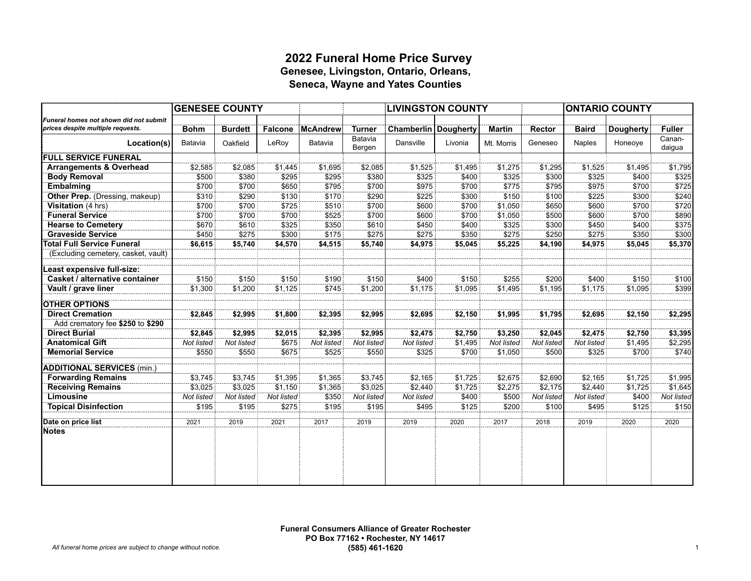# 2022 Funeral Home Price Survey

## Genesee, Livingston, Ontario, Orleans, Seneca, Wayne and Yates Counties

| | GENESEE COUNTY | | | | | LIVINGSTON COUNTY | | | | ONTARIO COUNTY | | |
|---|---|---|---|---|---|---|---|---|---|---|---|---|
| *Funeral homes not shown did not submit prices despite multiple requests.* | **Bohm** | **Burdett** | **Falcone** | **McAndrew** | **Turner** | **Chamberlin** | **Dougherty** | **Martin** | **Rector** | **Baird** | **Dougherty** | **Fuller** |
| **Location(s)** | Batavia | Oakfield | LeRoy | Batavia | Batavia Bergen | Dansville | Livonia | Mt. Morris | Geneseo | Naples | Honeoye | Canandaigua |
| **FULL SERVICE FUNERAL** | | | | | | | | | | | | |
| **Arrangements & Overhead** | $2,585 | $2,085 | $1,445 | $1,695 | $2,085 | $1,525 | $1,495 | $1,275 | $1,295 | $1,525 | $1,495 | $1,795 |
| **Body Removal** | $500 | $380 | $295 | $295 | $380 | $325 | $400 | $325 | $300 | $325 | $400 | $325 |
| **Embalming** | $700 | $700 | $650 | $795 | $700 | $975 | $700 | $775 | $795 | $975 | $700 | $725 |
| **Other Prep.** (Dressing, makeup) | $310 | $290 | $130 | $170 | $290 | $225 | $300 | $150 | $100 | $225 | $300 | $240 |
| **Visitation** (4 hrs) | $700 | $700 | $725 | $510 | $700 | $600 | $700 | $1,050 | $650 | $600 | $700 | $720 |
| **Funeral Service** | $700 | $700 | $700 | $525 | $700 | $600 | $700 | $1,050 | $500 | $600 | $700 | $890 |
| **Hearse to Cemetery** | $670 | $610 | $325 | $350 | $610 | $450 | $400 | $325 | $300 | $450 | $400 | $375 |
| **Graveside Service** | $450 | $275 | $300 | $175 | $275 | $275 | $350 | $275 | $250 | $275 | $350 | $300 |
| **Total Full Service Funeral** | **$6,615** | **$5,740** | **$4,570** | **$4,515** | **$5,740** | **$4,975** | **$5,045** | **$5,225** | **$4,190** | **$4,975** | **$5,045** | **$5,370** |
| (Excluding cemetery, casket, vault) | | | | | | | | | | | | |
| **Least expensive full-size:** | | | | | | | | | | | | |
| **Casket / alternative container** | $150 | $150 | $150 | $190 | $150 | $400 | $150 | $255 | $200 | $400 | $150 | $100 |
| **Vault / grave liner** | $1,300 | $1,200 | $1,125 | $745 | $1,200 | $1,175 | $1,095 | $1,495 | $1,195 | $1,175 | $1,095 | $399 |
| **OTHER OPTIONS** | | | | | | | | | | | | |
| **Direct Cremation** | **$2,845** | **$2,995** | **$1,800** | **$2,395** | **$2,995** | **$2,695** | **$2,150** | **$1,995** | **$1,795** | **$2,695** | **$2,150** | **$2,295** |
| Add crematory fee **$250** to **$290** | | | | | | | | | | | | |
| **Direct Burial** | **$2,845** | **$2,995** | **$2,015** | **$2,395** | **$2,995** | **$2,475** | **$2,750** | **$3,250** | **$2,045** | **$2,475** | **$2,750** | **$3,395** |
| **Anatomical Gift** | *Not listed* | *Not listed* | $675 | *Not listed* | *Not listed* | *Not listed* | $1,495 | *Not listed* | *Not listed* | *Not listed* | $1,495 | $2,295 |
| **Memorial Service** | $550 | $550 | $675 | $525 | $550 | $325 | $700 | $1,050 | $500 | $325 | $700 | $740 |
| **ADDITIONAL SERVICES** (min.) | | | | | | | | | | | | |
| **Forwarding Remains** | $3,745 | $3,745 | $1,395 | $1,365 | $3,745 | $2,165 | $1,725 | $2,675 | $2,690 | $2,165 | $1,725 | $1,995 |
| **Receiving Remains** | $3,025 | $3,025 | $1,150 | $1,365 | $3,025 | $2,440 | $1,725 | $2,275 | $2,175 | $2,440 | $1,725 | $1,645 |
| **Limousine** | *Not listed* | *Not listed* | *Not listed* | $350 | *Not listed* | *Not listed* | $400 | $500 | *Not listed* | *Not listed* | $400 | *Not listed* |
| **Topical Disinfection** | $195 | $195 | $275 | $195 | $195 | $495 | $125 | $200 | $100 | $495 | $125 | $150 |
| **Date on price list** | 2021 | 2019 | 2021 | 2017 | 2019 | 2019 | 2020 | 2017 | 2018 | 2019 | 2020 | 2020 |
| **Notes** | | | | | | | | | | | | |

**Funeral Consumers Alliance of Greater Rochester**
**PO Box 77162 • Rochester, NY 14617**
**(585) 461-1620**

*All funeral home prices are subject to change without notice.*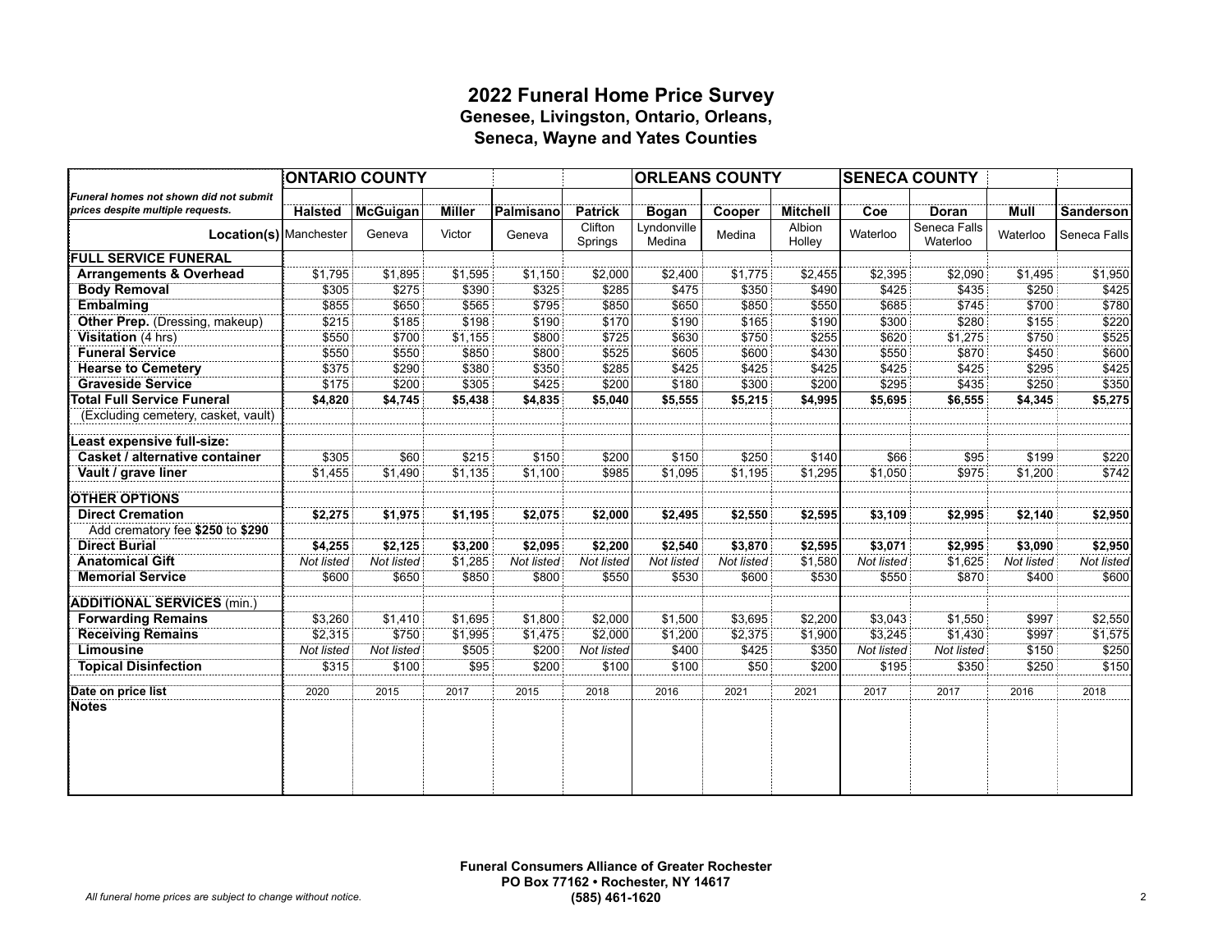# 2022 Funeral Home Price Survey

## Genesee, Livingston, Ontario, Orleans, Seneca, Wayne and Yates Counties

| *Funeral homes not shown did not submit prices despite multiple requests.* | ONTARIO COUNTY | | | | | ORLEANS COUNTY | | | SENECA COUNTY | | | |
|---|---|---|---|---|---|---|---|---|---|---|---|---|
| | **Halsted** | **McGuigan** | **Miller** | **Palmisano** | **Patrick** | **Bogan** | **Cooper** | **Mitchell** | **Coe** | **Doran** | **Mull** | **Sanderson** |
| **Location(s)** | Manchester | Geneva | Victor | Geneva | Clifton Springs | Lyndonville Medina | Medina | Albion Holley | Waterloo | Seneca Falls Waterloo | Waterloo | Seneca Falls |
| **FULL SERVICE FUNERAL** | | | | | | | | | | | | |
| **Arrangements & Overhead** | $1,795 | $1,895 | $1,595 | $1,150 | $2,000 | $2,400 | $1,775 | $2,455 | $2,395 | $2,090 | $1,495 | $1,950 |
| **Body Removal** | $305 | $275 | $390 | $325 | $285 | $475 | $350 | $490 | $425 | $435 | $250 | $425 |
| **Embalming** | $855 | $650 | $565 | $795 | $850 | $650 | $850 | $550 | $685 | $745 | $700 | $780 |
| **Other Prep.** (Dressing, makeup) | $215 | $185 | $198 | $190 | $170 | $190 | $165 | $190 | $300 | $280 | $155 | $220 |
| **Visitation** (4 hrs) | $550 | $700 | $1,155 | $800 | $725 | $630 | $750 | $255 | $620 | $1,275 | $750 | $525 |
| **Funeral Service** | $550 | $550 | $850 | $800 | $525 | $605 | $600 | $430 | $550 | $870 | $450 | $600 |
| **Hearse to Cemetery** | $375 | $290 | $380 | $350 | $285 | $425 | $425 | $425 | $425 | $425 | $295 | $425 |
| **Graveside Service** | $175 | $200 | $305 | $425 | $200 | $180 | $300 | $200 | $295 | $435 | $250 | $350 |
| **Total Full Service Funeral** | **$4,820** | **$4,745** | **$5,438** | **$4,835** | **$5,040** | **$5,555** | **$5,215** | **$4,995** | **$5,695** | **$6,555** | **$4,345** | **$5,275** |
| (Excluding cemetery, casket, vault) | | | | | | | | | | | | |
| **Least expensive full-size:** | | | | | | | | | | | | |
| **Casket / alternative container** | $305 | $60 | $215 | $150 | $200 | $150 | $250 | $140 | $66 | $95 | $199 | $220 |
| **Vault / grave liner** | $1,455 | $1,490 | $1,135 | $1,100 | $985 | $1,095 | $1,195 | $1,295 | $1,050 | $975 | $1,200 | $742 |
| **OTHER OPTIONS** | | | | | | | | | | | | |
| **Direct Cremation** | **$2,275** | **$1,975** | **$1,195** | **$2,075** | **$2,000** | **$2,495** | **$2,550** | **$2,595** | **$3,109** | **$2,995** | **$2,140** | **$2,950** |
| Add crematory fee **$250** to **$290** | | | | | | | | | | | | |
| **Direct Burial** | **$4,255** | **$2,125** | **$3,200** | **$2,095** | **$2,200** | **$2,540** | **$3,870** | **$2,595** | **$3,071** | **$2,995** | **$3,090** | **$2,950** |
| **Anatomical Gift** | *Not listed* | *Not listed* | $1,285 | *Not listed* | *Not listed* | *Not listed* | *Not listed* | $1,580 | *Not listed* | $1,625 | *Not listed* | *Not listed* |
| **Memorial Service** | $600 | $650 | $850 | $800 | $550 | $530 | $600 | $530 | $550 | $870 | $400 | $600 |
| **ADDITIONAL SERVICES** (min.) | | | | | | | | | | | | |
| **Forwarding Remains** | $3,260 | $1,410 | $1,695 | $1,800 | $2,000 | $1,500 | $3,695 | $2,200 | $3,043 | $1,550 | $997 | $2,550 |
| **Receiving Remains** | $2,315 | $750 | $1,995 | $1,475 | $2,000 | $1,200 | $2,375 | $1,900 | $3,245 | $1,430 | $997 | $1,575 |
| **Limousine** | *Not listed* | *Not listed* | $505 | $200 | *Not listed* | $400 | $425 | $350 | *Not listed* | *Not listed* | $150 | $250 |
| **Topical Disinfection** | $315 | $100 | $95 | $200 | $100 | $100 | $50 | $200 | $195 | $350 | $250 | $150 |
| **Date on price list** | 2020 | 2015 | 2017 | 2015 | 2018 | 2016 | 2021 | 2021 | 2017 | 2017 | 2016 | 2018 |
| **Notes** | | | | | | | | | | | | |

**Funeral Consumers Alliance of Greater Rochester**
**PO Box 77162 • Rochester, NY 14617**
**(585) 461-1620**

*All funeral home prices are subject to change without notice.*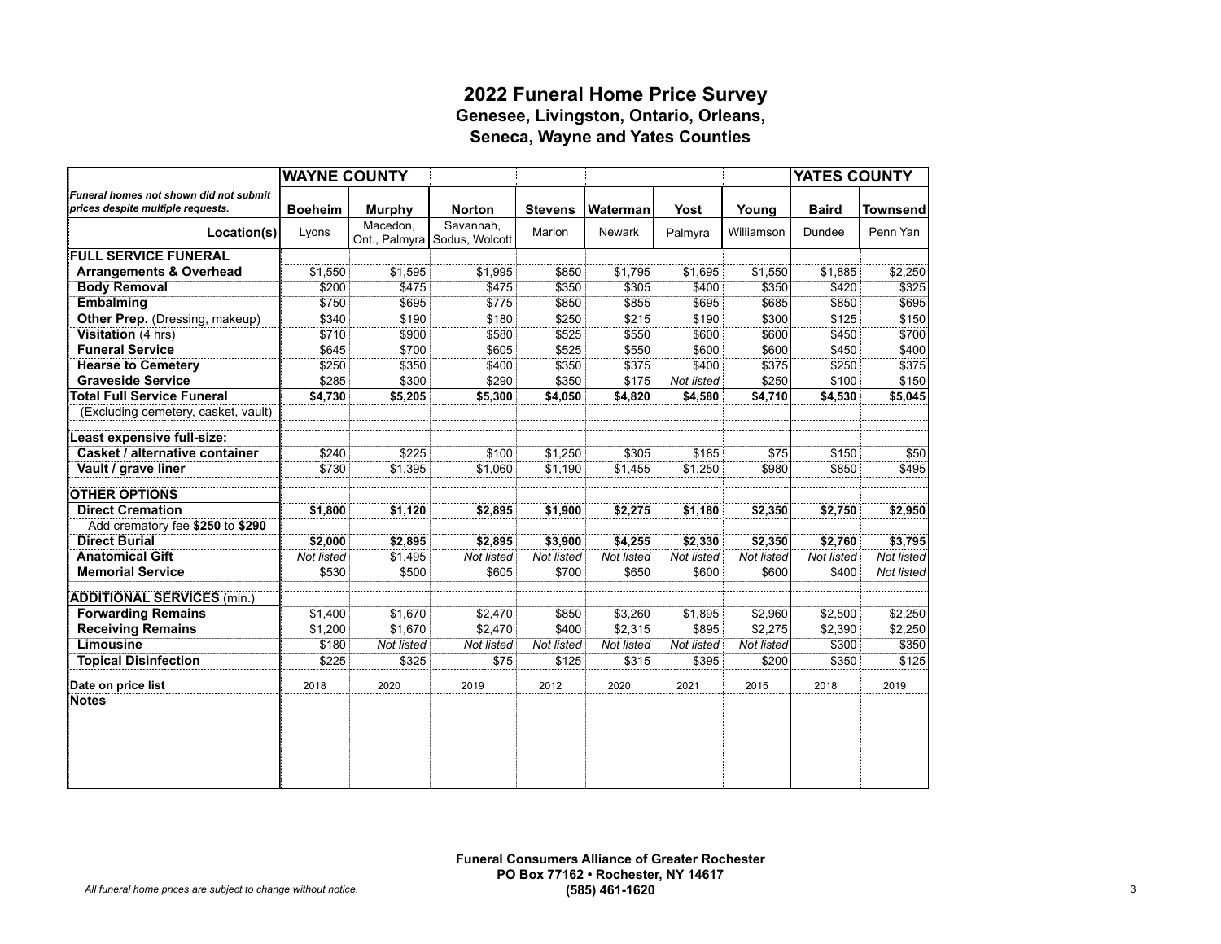# 2022 Funeral Home Price Survey

## Genesee, Livingston, Ontario, Orleans, Seneca, Wayne and Yates Counties

| | WAYNE COUNTY | | | | | | | YATES COUNTY | |
|---|---|---|---|---|---|---|---|---|---|
| *Funeral homes not shown did not submit prices despite multiple requests.* | **Boeheim** | **Murphy** | **Norton** | **Stevens** | **Waterman** | **Yost** | **Young** | **Baird** | **Townsend** |
| **Location(s)** | Lyons | Macedon, Ont., Palmyra | Savannah, Sodus, Wolcott | Marion | Newark | Palmyra | Williamson | Dundee | Penn Yan |
| **FULL SERVICE FUNERAL** | | | | | | | | | |
| **Arrangements & Overhead** | $1,550 | $1,595 | $1,995 | $850 | $1,795 | $1,695 | $1,550 | $1,885 | $2,250 |
| **Body Removal** | $200 | $475 | $475 | $350 | $305 | $400 | $350 | $420 | $325 |
| **Embalming** | $750 | $695 | $775 | $850 | $855 | $695 | $685 | $850 | $695 |
| **Other Prep.** (Dressing, makeup) | $340 | $190 | $180 | $250 | $215 | $190 | $300 | $125 | $150 |
| **Visitation** (4 hrs) | $710 | $900 | $580 | $525 | $550 | $600 | $600 | $450 | $700 |
| **Funeral Service** | $645 | $700 | $605 | $525 | $550 | $600 | $600 | $450 | $400 |
| **Hearse to Cemetery** | $250 | $350 | $400 | $350 | $375 | $400 | $375 | $250 | $375 |
| **Graveside Service** | $285 | $300 | $290 | $350 | $175 | *Not listed* | $250 | $100 | $150 |
| **Total Full Service Funeral** | **$4,730** | **$5,205** | **$5,300** | **$4,050** | **$4,820** | **$4,580** | **$4,710** | **$4,530** | **$5,045** |
| (Excluding cemetery, casket, vault) | | | | | | | | | |
| **Least expensive full-size:** | | | | | | | | | |
| **Casket / alternative container** | $240 | $225 | $100 | $1,250 | $305 | $185 | $75 | $150 | $50 |
| **Vault / grave liner** | $730 | $1,395 | $1,060 | $1,190 | $1,455 | $1,250 | $980 | $850 | $495 |
| **OTHER OPTIONS** | | | | | | | | | |
| **Direct Cremation** | **$1,800** | **$1,120** | **$2,895** | **$1,900** | **$2,275** | **$1,180** | **$2,350** | **$2,750** | **$2,950** |
| Add crematory fee **$250** to **$290** | | | | | | | | | |
| **Direct Burial** | **$2,000** | **$2,895** | **$2,895** | **$3,900** | **$4,255** | **$2,330** | **$2,350** | **$2,760** | **$3,795** |
| **Anatomical Gift** | *Not listed* | $1,495 | *Not listed* | *Not listed* | *Not listed* | *Not listed* | *Not listed* | *Not listed* | *Not listed* |
| **Memorial Service** | $530 | $500 | $605 | $700 | $650 | $600 | $600 | $400 | *Not listed* |
| **ADDITIONAL SERVICES** (min.) | | | | | | | | | |
| **Forwarding Remains** | $1,400 | $1,670 | $2,470 | $850 | $3,260 | $1,895 | $2,960 | $2,500 | $2,250 |
| **Receiving Remains** | $1,200 | $1,670 | $2,470 | $400 | $2,315 | $895 | $2,275 | $2,390 | $2,250 |
| **Limousine** | $180 | *Not listed* | *Not listed* | *Not listed* | *Not listed* | *Not listed* | *Not listed* | $300 | $350 |
| **Topical Disinfection** | $225 | $325 | $75 | $125 | $315 | $395 | $200 | $350 | $125 |
| **Date on price list** | 2018 | 2020 | 2019 | 2012 | 2020 | 2021 | 2015 | 2018 | 2019 |
| **Notes** | | | | | | | | | |

*All funeral home prices are subject to change without notice.*

**Funeral Consumers Alliance of Greater Rochester**
**PO Box 77162 • Rochester, NY 14617**
**(585) 461-1620**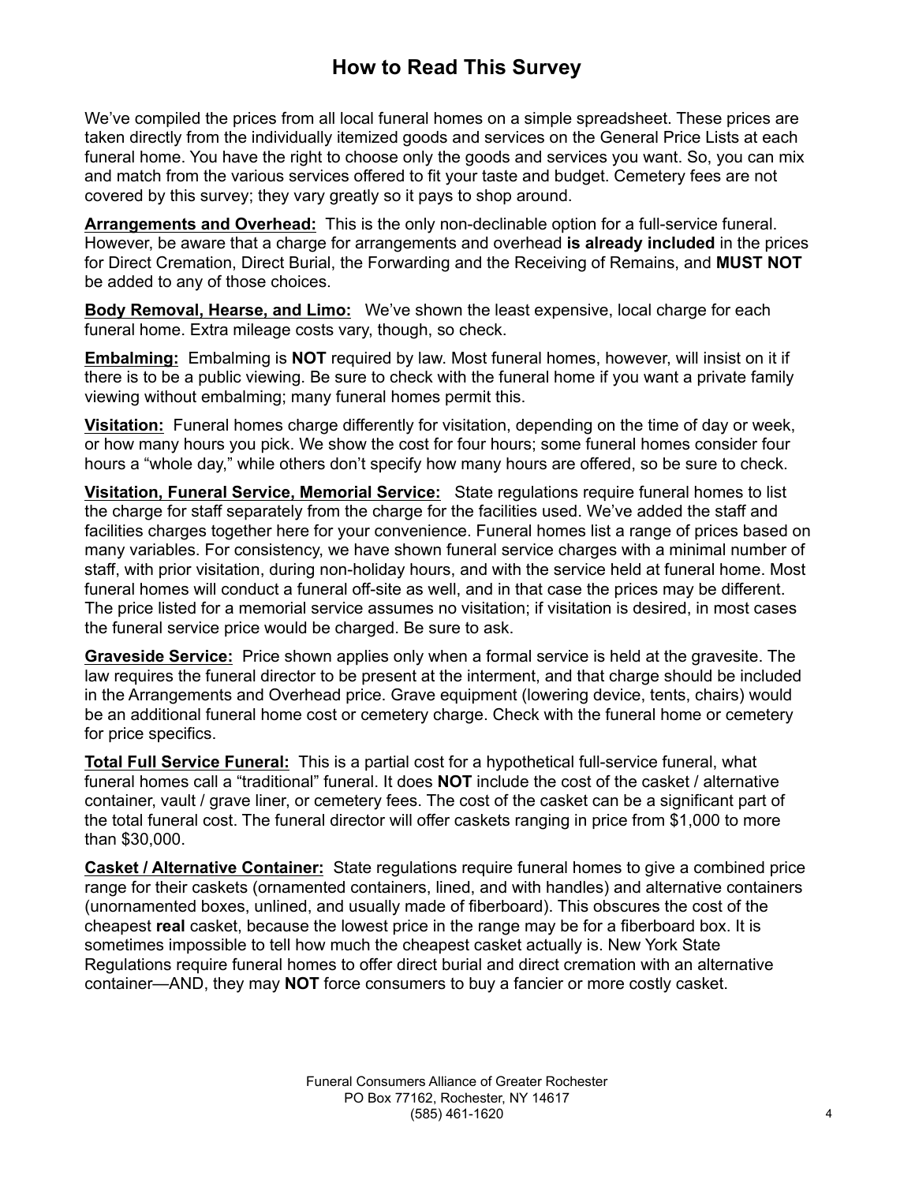# How to Read This Survey

We've compiled the prices from all local funeral homes on a simple spreadsheet. These prices are taken directly from the individually itemized goods and services on the General Price Lists at each funeral home. You have the right to choose only the goods and services you want. So, you can mix and match from the various services offered to fit your taste and budget. Cemetery fees are not covered by this survey; they vary greatly so it pays to shop around.

**Arrangements and Overhead:** This is the only non-declinable option for a full-service funeral. However, be aware that a charge for arrangements and overhead **is already included** in the prices for Direct Cremation, Direct Burial, the Forwarding and the Receiving of Remains, and **MUST NOT** be added to any of those choices.

**Body Removal, Hearse, and Limo:** We've shown the least expensive, local charge for each funeral home. Extra mileage costs vary, though, so check.

**Embalming:** Embalming is **NOT** required by law. Most funeral homes, however, will insist on it if there is to be a public viewing. Be sure to check with the funeral home if you want a private family viewing without embalming; many funeral homes permit this.

**Visitation:** Funeral homes charge differently for visitation, depending on the time of day or week, or how many hours you pick. We show the cost for four hours; some funeral homes consider four hours a "whole day," while others don't specify how many hours are offered, so be sure to check.

**Visitation, Funeral Service, Memorial Service:** State regulations require funeral homes to list the charge for staff separately from the charge for the facilities used. We've added the staff and facilities charges together here for your convenience. Funeral homes list a range of prices based on many variables. For consistency, we have shown funeral service charges with a minimal number of staff, with prior visitation, during non-holiday hours, and with the service held at funeral home. Most funeral homes will conduct a funeral off-site as well, and in that case the prices may be different. The price listed for a memorial service assumes no visitation; if visitation is desired, in most cases the funeral service price would be charged. Be sure to ask.

**Graveside Service:** Price shown applies only when a formal service is held at the gravesite. The law requires the funeral director to be present at the interment, and that charge should be included in the Arrangements and Overhead price. Grave equipment (lowering device, tents, chairs) would be an additional funeral home cost or cemetery charge. Check with the funeral home or cemetery for price specifics.

**Total Full Service Funeral:** This is a partial cost for a hypothetical full-service funeral, what funeral homes call a "traditional" funeral. It does **NOT** include the cost of the casket / alternative container, vault / grave liner, or cemetery fees. The cost of the casket can be a significant part of the total funeral cost. The funeral director will offer caskets ranging in price from $1,000 to more than $30,000.

**Casket / Alternative Container:** State regulations require funeral homes to give a combined price range for their caskets (ornamented containers, lined, and with handles) and alternative containers (unornamented boxes, unlined, and usually made of fiberboard). This obscures the cost of the cheapest **real** casket, because the lowest price in the range may be for a fiberboard box. It is sometimes impossible to tell how much the cheapest casket actually is. New York State Regulations require funeral homes to offer direct burial and direct cremation with an alternative container—AND, they may **NOT** force consumers to buy a fancier or more costly casket.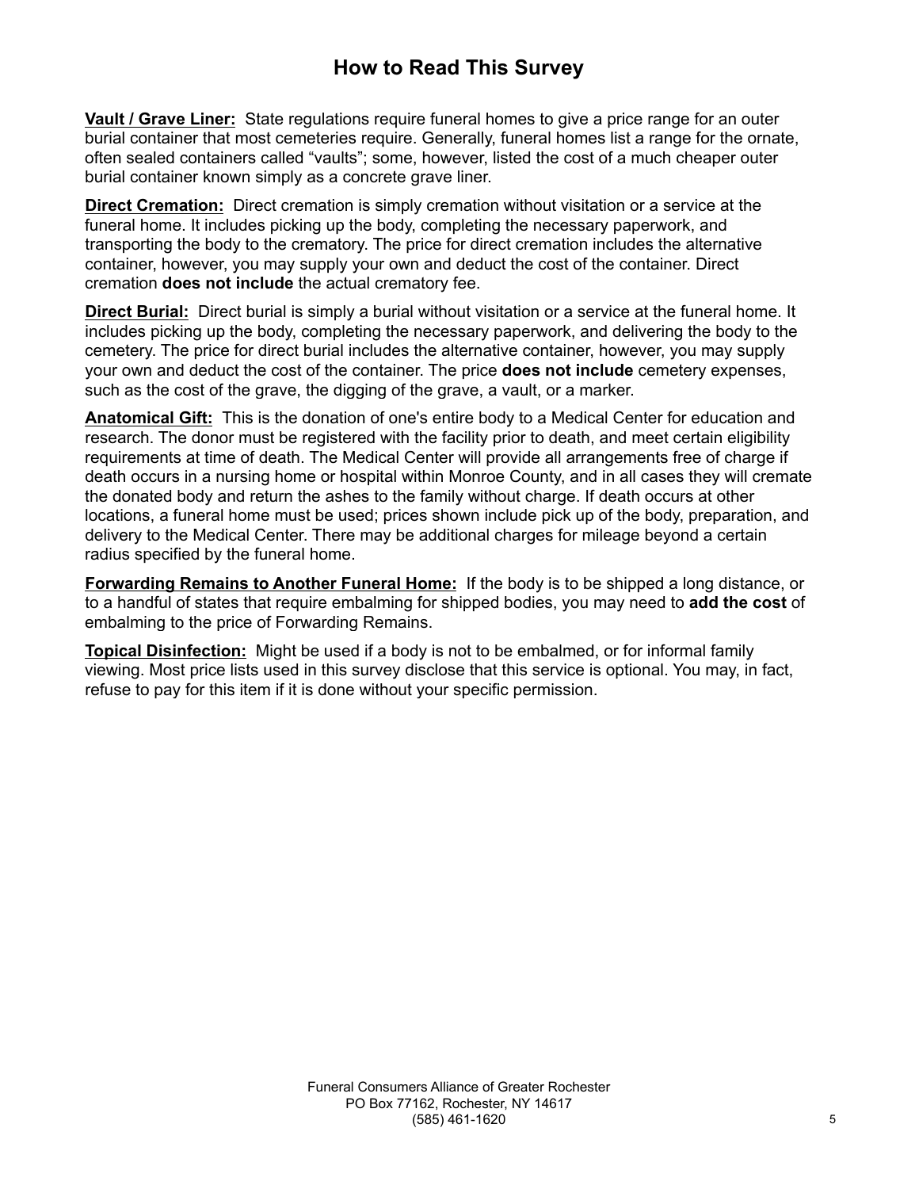# How to Read This Survey

**Vault / Grave Liner:** State regulations require funeral homes to give a price range for an outer burial container that most cemeteries require. Generally, funeral homes list a range for the ornate, often sealed containers called "vaults"; some, however, listed the cost of a much cheaper outer burial container known simply as a concrete grave liner.

**Direct Cremation:** Direct cremation is simply cremation without visitation or a service at the funeral home. It includes picking up the body, completing the necessary paperwork, and transporting the body to the crematory. The price for direct cremation includes the alternative container, however, you may supply your own and deduct the cost of the container. Direct cremation **does not include** the actual crematory fee.

**Direct Burial:** Direct burial is simply a burial without visitation or a service at the funeral home. It includes picking up the body, completing the necessary paperwork, and delivering the body to the cemetery. The price for direct burial includes the alternative container, however, you may supply your own and deduct the cost of the container. The price **does not include** cemetery expenses, such as the cost of the grave, the digging of the grave, a vault, or a marker.

**Anatomical Gift:** This is the donation of one's entire body to a Medical Center for education and research. The donor must be registered with the facility prior to death, and meet certain eligibility requirements at time of death. The Medical Center will provide all arrangements free of charge if death occurs in a nursing home or hospital within Monroe County, and in all cases they will cremate the donated body and return the ashes to the family without charge. If death occurs at other locations, a funeral home must be used; prices shown include pick up of the body, preparation, and delivery to the Medical Center. There may be additional charges for mileage beyond a certain radius specified by the funeral home.

**Forwarding Remains to Another Funeral Home:** If the body is to be shipped a long distance, or to a handful of states that require embalming for shipped bodies, you may need to **add the cost** of embalming to the price of Forwarding Remains.

**Topical Disinfection:** Might be used if a body is not to be embalmed, or for informal family viewing. Most price lists used in this survey disclose that this service is optional. You may, in fact, refuse to pay for this item if it is done without your specific permission.

Funeral Consumers Alliance of Greater Rochester
PO Box 77162, Rochester, NY 14617
(585) 461-1620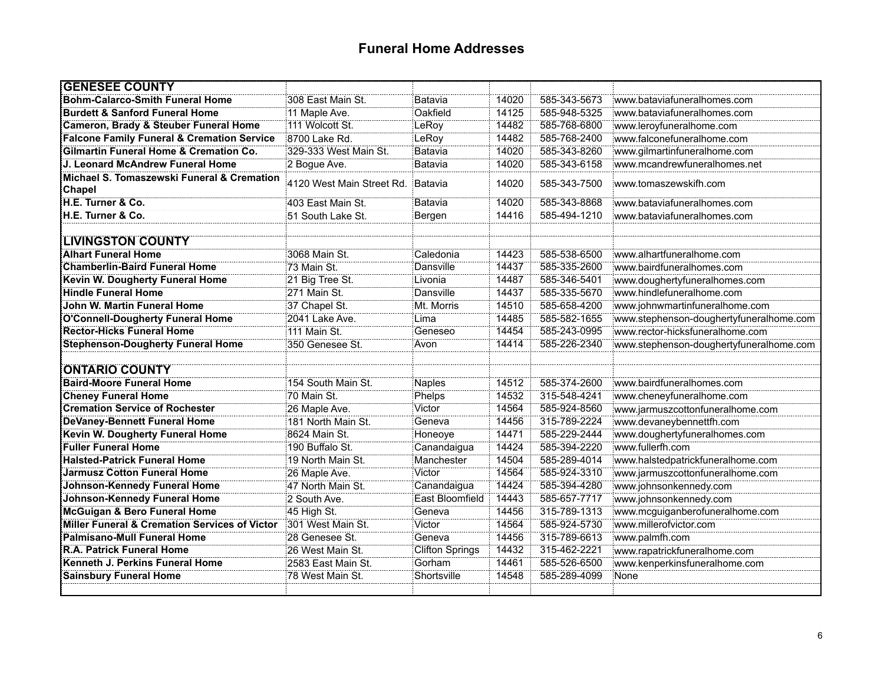## Funeral Home Addresses

| | | | | | |
|---|---|---|---|---|---|
| **GENESEE COUNTY** | | | | | |
| **Bohm-Calarco-Smith Funeral Home** | 308 East Main St. | Batavia | 14020 | 585-343-5673 | www.bataviafuneralhomes.com |
| **Burdett & Sanford Funeral Home** | 11 Maple Ave. | Oakfield | 14125 | 585-948-5325 | www.bataviafuneralhomes.com |
| **Cameron, Brady & Steuber Funeral Home** | 111 Wolcott St. | LeRoy | 14482 | 585-768-6800 | www.leroyfuneralhome.com |
| **Falcone Family Funeral & Cremation Service** | 8700 Lake Rd. | LeRoy | 14482 | 585-768-2400 | www.falconefuneralhome.com |
| **Gilmartin Funeral Home & Cremation Co.** | 329-333 West Main St. | Batavia | 14020 | 585-343-8260 | www.gilmartinfuneralhome.com |
| **J. Leonard McAndrew Funeral Home** | 2 Bogue Ave. | Batavia | 14020 | 585-343-6158 | www.mcandrewfuneralhomes.net |
| **Michael S. Tomaszewski Funeral & Cremation Chapel** | 4120 West Main Street Rd. | Batavia | 14020 | 585-343-7500 | www.tomaszewskifh.com |
| **H.E. Turner & Co.** | 403 East Main St. | Batavia | 14020 | 585-343-8868 | www.bataviafuneralhomes.com |
| **H.E. Turner & Co.** | 51 South Lake St. | Bergen | 14416 | 585-494-1210 | www.bataviafuneralhomes.com |
| | | | | | |
| **LIVINGSTON COUNTY** | | | | | |
| **Alhart Funeral Home** | 3068 Main St. | Caledonia | 14423 | 585-538-6500 | www.alhartfuneralhome.com |
| **Chamberlin-Baird Funeral Home** | 73 Main St. | Dansville | 14437 | 585-335-2600 | www.bairdfuneralhomes.com |
| **Kevin W. Dougherty Funeral Home** | 21 Big Tree St. | Livonia | 14487 | 585-346-5401 | www.doughertyfuneralhomes.com |
| **Hindle Funeral Home** | 271 Main St. | Dansville | 14437 | 585-335-5670 | www.hindlefuneralhome.com |
| **John W. Martin Funeral Home** | 37 Chapel St. | Mt. Morris | 14510 | 585-658-4200 | www.johnwmartinfuneralhome.com |
| **O'Connell-Dougherty Funeral Home** | 2041 Lake Ave. | Lima | 14485 | 585-582-1655 | www.stephenson-doughertyfuneralhome.com |
| **Rector-Hicks Funeral Home** | 111 Main St. | Geneseo | 14454 | 585-243-0995 | www.rector-hicksfuneralhome.com |
| **Stephenson-Dougherty Funeral Home** | 350 Genesee St. | Avon | 14414 | 585-226-2340 | www.stephenson-doughertyfuneralhome.com |
| | | | | | |
| **ONTARIO COUNTY** | | | | | |
| **Baird-Moore Funeral Home** | 154 South Main St. | Naples | 14512 | 585-374-2600 | www.bairdfuneralhomes.com |
| **Cheney Funeral Home** | 70 Main St. | Phelps | 14532 | 315-548-4241 | www.cheneyfuneralhome.com |
| **Cremation Service of Rochester** | 26 Maple Ave. | Victor | 14564 | 585-924-8560 | www.jarmuszcottonfuneralhome.com |
| **DeVaney-Bennett Funeral Home** | 181 North Main St. | Geneva | 14456 | 315-789-2224 | www.devaneybennettfh.com |
| **Kevin W. Dougherty Funeral Home** | 8624 Main St. | Honeoye | 14471 | 585-229-2444 | www.doughertyfuneralhomes.com |
| **Fuller Funeral Home** | 190 Buffalo St. | Canandaigua | 14424 | 585-394-2220 | www.fullerfh.com |
| **Halsted-Patrick Funeral Home** | 19 North Main St. | Manchester | 14504 | 585-289-4014 | www.halstedpatrickfuneralhome.com |
| **Jarmusz Cotton Funeral Home** | 26 Maple Ave. | Victor | 14564 | 585-924-3310 | www.jarmuszcottonfuneralhome.com |
| **Johnson-Kennedy Funeral Home** | 47 North Main St. | Canandaigua | 14424 | 585-394-4280 | www.johnsonkennedy.com |
| **Johnson-Kennedy Funeral Home** | 2 South Ave. | East Bloomfield | 14443 | 585-657-7717 | www.johnsonkennedy.com |
| **McGuigan & Bero Funeral Home** | 45 High St. | Geneva | 14456 | 315-789-1313 | www.mcguiganberofuneralhome.com |
| **Miller Funeral & Cremation Services of Victor** | 301 West Main St. | Victor | 14564 | 585-924-5730 | www.millerofvictor.com |
| **Palmisano-Mull Funeral Home** | 28 Genesee St. | Geneva | 14456 | 315-789-6613 | www.palmfh.com |
| **R.A. Patrick Funeral Home** | 26 West Main St. | Clifton Springs | 14432 | 315-462-2221 | www.rapatrickfuneralhome.com |
| **Kenneth J. Perkins Funeral Home** | 2583 East Main St. | Gorham | 14461 | 585-526-6500 | www.kenperkinsfuneralhome.com |
| **Sainsbury Funeral Home** | 78 West Main St. | Shortsville | 14548 | 585-289-4099 | None |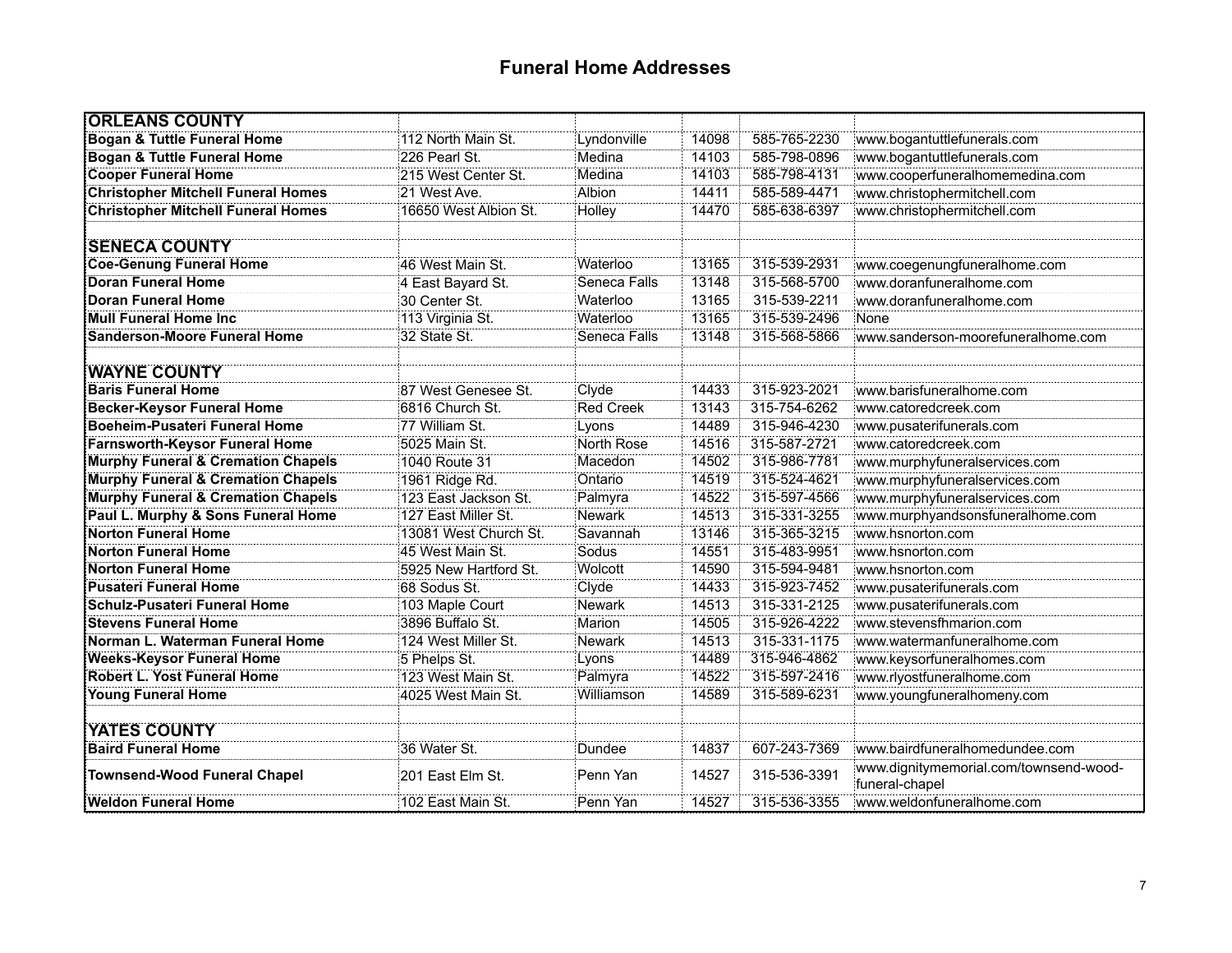## Funeral Home Addresses

| | | | | | |
|---|---|---|---|---|---|
| **ORLEANS COUNTY** | | | | | |
| **Bogan & Tuttle Funeral Home** | 112 North Main St. | Lyndonville | 14098 | 585-765-2230 | www.bogantuttlefunerals.com |
| **Bogan & Tuttle Funeral Home** | 226 Pearl St. | Medina | 14103 | 585-798-0896 | www.bogantuttlefunerals.com |
| **Cooper Funeral Home** | 215 West Center St. | Medina | 14103 | 585-798-4131 | www.cooperfuneralhomemedina.com |
| **Christopher Mitchell Funeral Homes** | 21 West Ave. | Albion | 14411 | 585-589-4471 | www.christophermitchell.com |
| **Christopher Mitchell Funeral Homes** | 16650 West Albion St. | Holley | 14470 | 585-638-6397 | www.christophermitchell.com |
| | | | | | |
| **SENECA COUNTY** | | | | | |
| **Coe-Genung Funeral Home** | 46 West Main St. | Waterloo | 13165 | 315-539-2931 | www.coegenungfuneralhome.com |
| **Doran Funeral Home** | 4 East Bayard St. | Seneca Falls | 13148 | 315-568-5700 | www.doranfuneralhome.com |
| **Doran Funeral Home** | 30 Center St. | Waterloo | 13165 | 315-539-2211 | www.doranfuneralhome.com |
| **Mull Funeral Home Inc** | 113 Virginia St. | Waterloo | 13165 | 315-539-2496 | None |
| **Sanderson-Moore Funeral Home** | 32 State St. | Seneca Falls | 13148 | 315-568-5866 | www.sanderson-moorefuneralhome.com |
| | | | | | |
| **WAYNE COUNTY** | | | | | |
| **Baris Funeral Home** | 87 West Genesee St. | Clyde | 14433 | 315-923-2021 | www.barisfuneralhome.com |
| **Becker-Keysor Funeral Home** | 6816 Church St. | Red Creek | 13143 | 315-754-6262 | www.catoredcreek.com |
| **Boeheim-Pusateri Funeral Home** | 77 William St. | Lyons | 14489 | 315-946-4230 | www.pusaterifunerals.com |
| **Farnsworth-Keysor Funeral Home** | 5025 Main St. | North Rose | 14516 | 315-587-2721 | www.catoredcreek.com |
| **Murphy Funeral & Cremation Chapels** | 1040 Route 31 | Macedon | 14502 | 315-986-7781 | www.murphyfuneralservices.com |
| **Murphy Funeral & Cremation Chapels** | 1961 Ridge Rd. | Ontario | 14519 | 315-524-4621 | www.murphyfuneralservices.com |
| **Murphy Funeral & Cremation Chapels** | 123 East Jackson St. | Palmyra | 14522 | 315-597-4566 | www.murphyfuneralservices.com |
| **Paul L. Murphy & Sons Funeral Home** | 127 East Miller St. | Newark | 14513 | 315-331-3255 | www.murphyandsonsfuneralhome.com |
| **Norton Funeral Home** | 13081 West Church St. | Savannah | 13146 | 315-365-3215 | www.hsnorton.com |
| **Norton Funeral Home** | 45 West Main St. | Sodus | 14551 | 315-483-9951 | www.hsnorton.com |
| **Norton Funeral Home** | 5925 New Hartford St. | Wolcott | 14590 | 315-594-9481 | www.hsnorton.com |
| **Pusateri Funeral Home** | 68 Sodus St. | Clyde | 14433 | 315-923-7452 | www.pusaterifunerals.com |
| **Schulz-Pusateri Funeral Home** | 103 Maple Court | Newark | 14513 | 315-331-2125 | www.pusaterifunerals.com |
| **Stevens Funeral Home** | 3896 Buffalo St. | Marion | 14505 | 315-926-4222 | www.stevensfhmarion.com |
| **Norman L. Waterman Funeral Home** | 124 West Miller St. | Newark | 14513 | 315-331-1175 | www.watermanfuneralhome.com |
| **Weeks-Keysor Funeral Home** | 5 Phelps St. | Lyons | 14489 | 315-946-4862 | www.keysorfuneralhomes.com |
| **Robert L. Yost Funeral Home** | 123 West Main St. | Palmyra | 14522 | 315-597-2416 | www.rlyostfuneralhome.com |
| **Young Funeral Home** | 4025 West Main St. | Williamson | 14589 | 315-589-6231 | www.youngfuneralhomeny.com |
| | | | | | |
| **YATES COUNTY** | | | | | |
| **Baird Funeral Home** | 36 Water St. | Dundee | 14837 | 607-243-7369 | www.bairdfuneralhomedundee.com |
| **Townsend-Wood Funeral Chapel** | 201 East Elm St. | Penn Yan | 14527 | 315-536-3391 | www.dignitymemorial.com/townsend-wood-funeral-chapel |
| **Weldon Funeral Home** | 102 East Main St. | Penn Yan | 14527 | 315-536-3355 | www.weldonfuneralhome.com |